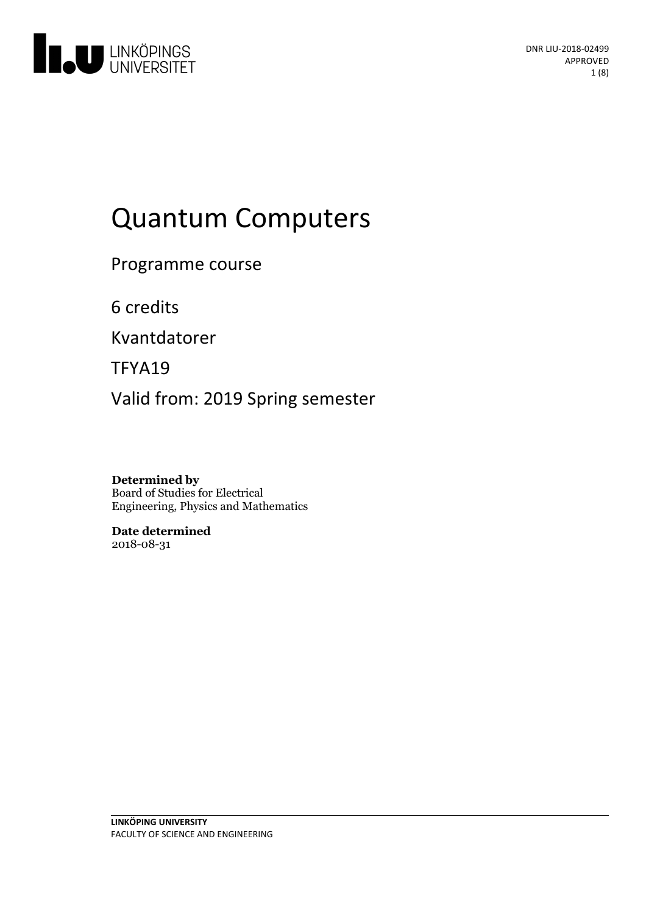LINKÖPINGS UNIVERSITET

DNR LIU-2018-02499
APPROVED

# Quantum Computers

Programme course

6 credits

Kvantdatorer

TFYA19

Valid from: 2019 Spring semester

**Determined by**
Board of Studies for Electrical Engineering, Physics and Mathematics

**Date determined**
2018-08-31

**LINKÖPING UNIVERSITY**
FACULTY OF SCIENCE AND ENGINEERING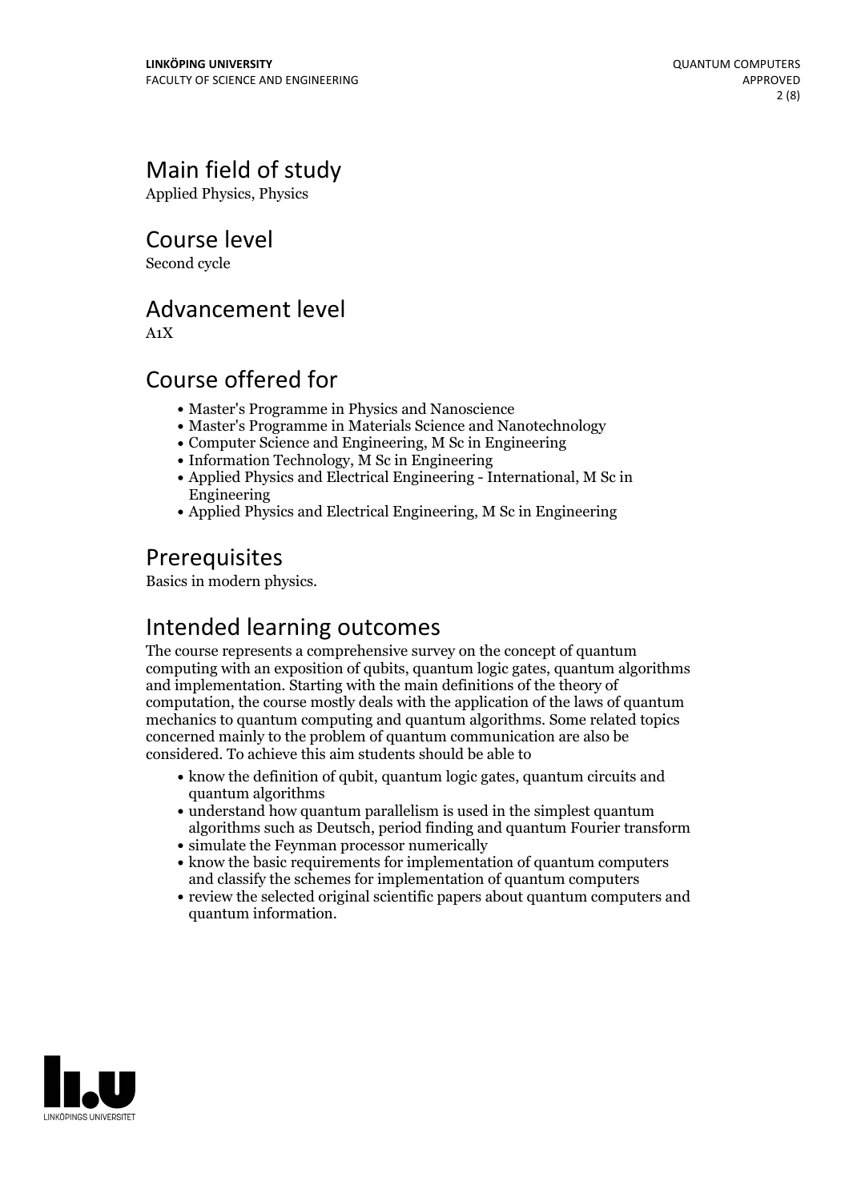## Main field of study

Applied Physics, Physics

## Course level

Second cycle

## Advancement level

A1X

## Course offered for

- Master's Programme in Physics and Nanoscience
- Master's Programme in Materials Science and Nanotechnology
- Computer Science and Engineering, M Sc in Engineering
- Information Technology, M Sc in Engineering
- Applied Physics and Electrical Engineering - International, M Sc in Engineering
- Applied Physics and Electrical Engineering, M Sc in Engineering

## Prerequisites

Basics in modern physics.

## Intended learning outcomes

The course represents a comprehensive survey on the concept of quantum computing with an exposition of qubits, quantum logic gates, quantum algorithms and implementation. Starting with the main definitions of the theory of computation, the course mostly deals with the application of the laws of quantum mechanics to quantum computing and quantum algorithms. Some related topics concerned mainly to the problem of quantum communication are also be considered. To achieve this aim students should be able to

- know the definition of qubit, quantum logic gates, quantum circuits and quantum algorithms
- understand how quantum parallelism is used in the simplest quantum algorithms such as Deutsch, period finding and quantum Fourier transform
- simulate the Feynman processor numerically
- know the basic requirements for implementation of quantum computers and classify the schemes for implementation of quantum computers
- review the selected original scientific papers about quantum computers and quantum information.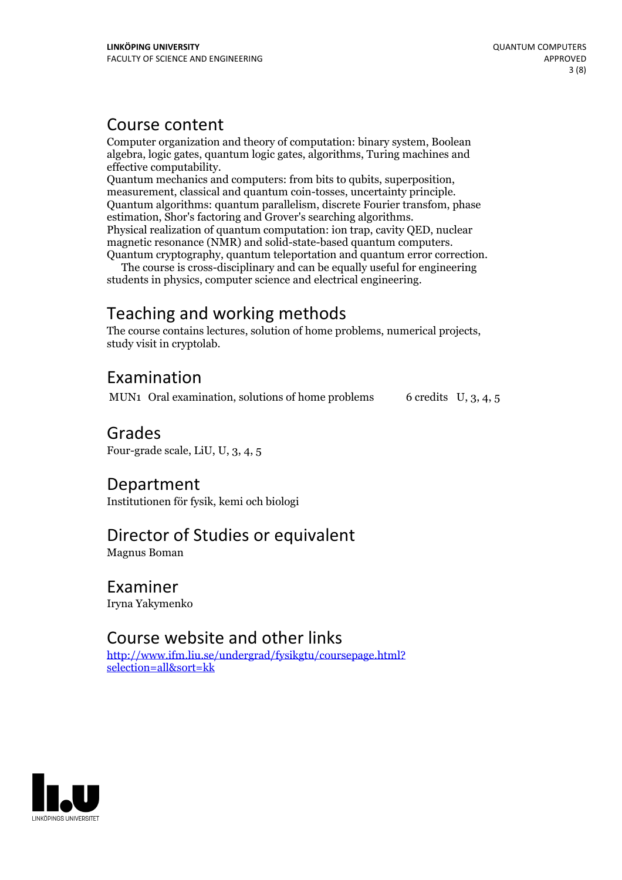## Course content

Computer organization and theory of computation: binary system, Boolean algebra, logic gates, quantum logic gates, algorithms, Turing machines and effective computability.
Quantum mechanics and computers: from bits to qubits, superposition, measurement, classical and quantum coin-tosses, uncertainty principle.
Quantum algorithms: quantum parallelism, discrete Fourier transfom, phase estimation, Shor's factoring and Grover's searching algorithms.
Physical realization of quantum computation: ion trap, cavity QED, nuclear magnetic resonance (NMR) and solid-state-based quantum computers.
Quantum cryptography, quantum teleportation and quantum error correction.
The course is cross-disciplinary and can be equally useful for engineering students in physics, computer science and electrical engineering.

## Teaching and working methods

The course contains lectures, solution of home problems, numerical projects, study visit in cryptolab.

## Examination

| | | | |
|---|---|---|---|
| MUN1 | Oral examination, solutions of home problems | 6 credits | U, 3, 4, 5 |

## Grades

Four-grade scale, LiU, U, 3, 4, 5

## Department

Institutionen för fysik, kemi och biologi

## Director of Studies or equivalent

Magnus Boman

## Examiner

Iryna Yakymenko

## Course website and other links

http://www.ifm.liu.se/undergrad/fysikgtu/coursepage.html?selection=all&sort=kk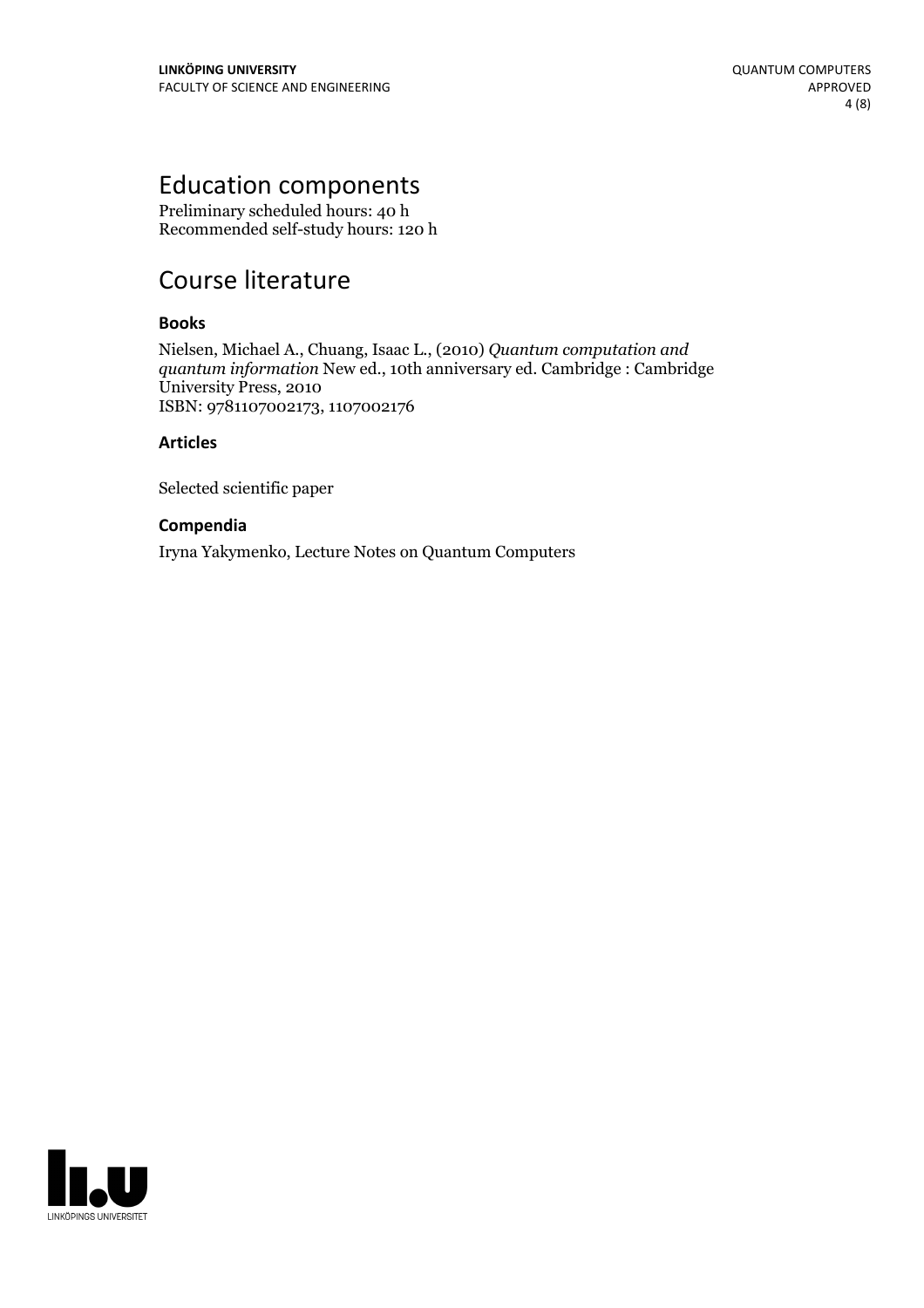## Education components

Preliminary scheduled hours: 40 h
Recommended self-study hours: 120 h

## Course literature

### Books

Nielsen, Michael A., Chuang, Isaac L., (2010) *Quantum computation and quantum information* New ed., 10th anniversary ed. Cambridge : Cambridge University Press, 2010
ISBN: 9781107002173, 1107002176

### Articles

Selected scientific paper

### Compendia

Iryna Yakymenko, Lecture Notes on Quantum Computers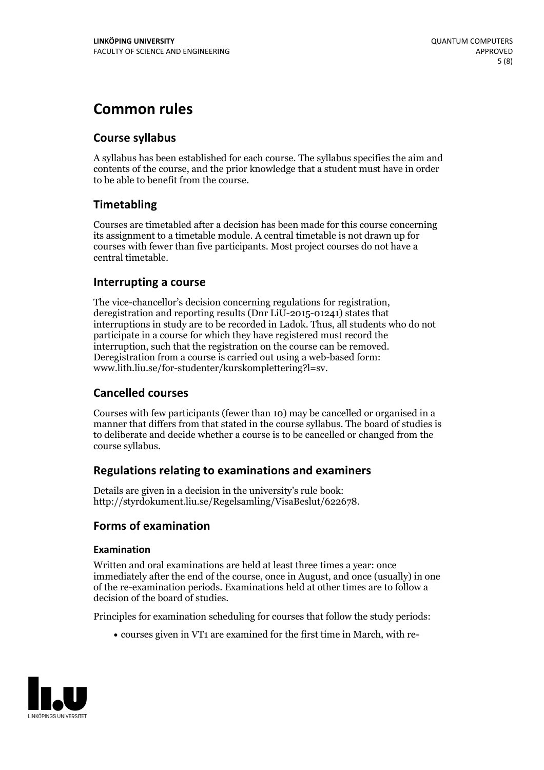# Common rules

## Course syllabus

A syllabus has been established for each course. The syllabus specifies the aim and contents of the course, and the prior knowledge that a student must have in order to be able to benefit from the course.

## Timetabling

Courses are timetabled after a decision has been made for this course concerning its assignment to a timetable module. A central timetable is not drawn up for courses with fewer than five participants. Most project courses do not have a central timetable.

## Interrupting a course

The vice-chancellor's decision concerning regulations for registration, deregistration and reporting results (Dnr LiU-2015-01241) states that interruptions in study are to be recorded in Ladok. Thus, all students who do not participate in a course for which they have registered must record the interruption, such that the registration on the course can be removed. Deregistration from a course is carried out using a web-based form: www.lith.liu.se/for-studenter/kurskomplettering?l=sv.

## Cancelled courses

Courses with few participants (fewer than 10) may be cancelled or organised in a manner that differs from that stated in the course syllabus. The board of studies is to deliberate and decide whether a course is to be cancelled or changed from the course syllabus.

## Regulations relating to examinations and examiners

Details are given in a decision in the university's rule book: http://styrdokument.liu.se/Regelsamling/VisaBeslut/622678.

## Forms of examination

### Examination

Written and oral examinations are held at least three times a year: once immediately after the end of the course, once in August, and once (usually) in one of the re-examination periods. Examinations held at other times are to follow a decision of the board of studies.

Principles for examination scheduling for courses that follow the study periods:

- courses given in VT1 are examined for the first time in March, with re-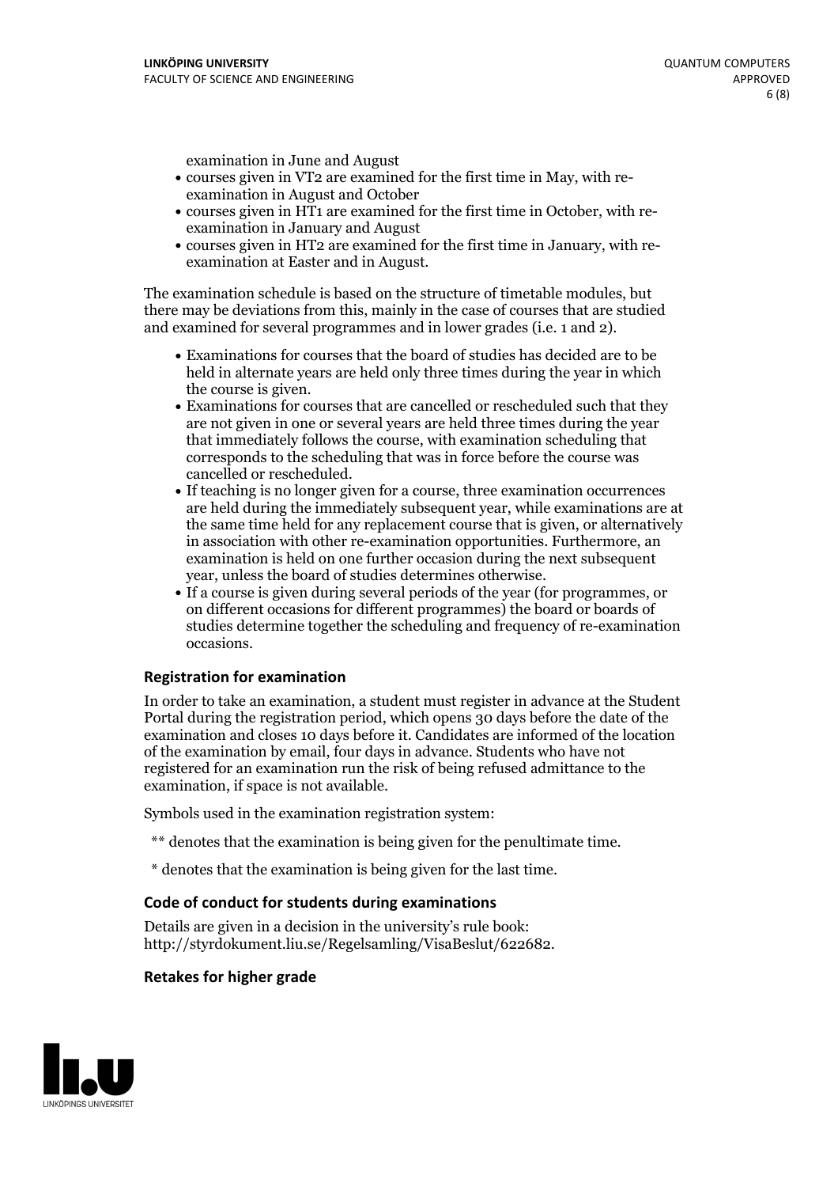examination in June and August

- courses given in VT2 are examined for the first time in May, with re-examination in August and October
- courses given in HT1 are examined for the first time in October, with re-examination in January and August
- courses given in HT2 are examined for the first time in January, with re-examination at Easter and in August.

The examination schedule is based on the structure of timetable modules, but there may be deviations from this, mainly in the case of courses that are studied and examined for several programmes and in lower grades (i.e. 1 and 2).

- Examinations for courses that the board of studies has decided are to be held in alternate years are held only three times during the year in which the course is given.
- Examinations for courses that are cancelled or rescheduled such that they are not given in one or several years are held three times during the year that immediately follows the course, with examination scheduling that corresponds to the scheduling that was in force before the course was cancelled or rescheduled.
- If teaching is no longer given for a course, three examination occurrences are held during the immediately subsequent year, while examinations are at the same time held for any replacement course that is given, or alternatively in association with other re-examination opportunities. Furthermore, an examination is held on one further occasion during the next subsequent year, unless the board of studies determines otherwise.
- If a course is given during several periods of the year (for programmes, or on different occasions for different programmes) the board or boards of studies determine together the scheduling and frequency of re-examination occasions.

### Registration for examination

In order to take an examination, a student must register in advance at the Student Portal during the registration period, which opens 30 days before the date of the examination and closes 10 days before it. Candidates are informed of the location of the examination by email, four days in advance. Students who have not registered for an examination run the risk of being refused admittance to the examination, if space is not available.

Symbols used in the examination registration system:

** denotes that the examination is being given for the penultimate time.

* denotes that the examination is being given for the last time.

### Code of conduct for students during examinations

Details are given in a decision in the university's rule book: http://styrdokument.liu.se/Regelsamling/VisaBeslut/622682.

### Retakes for higher grade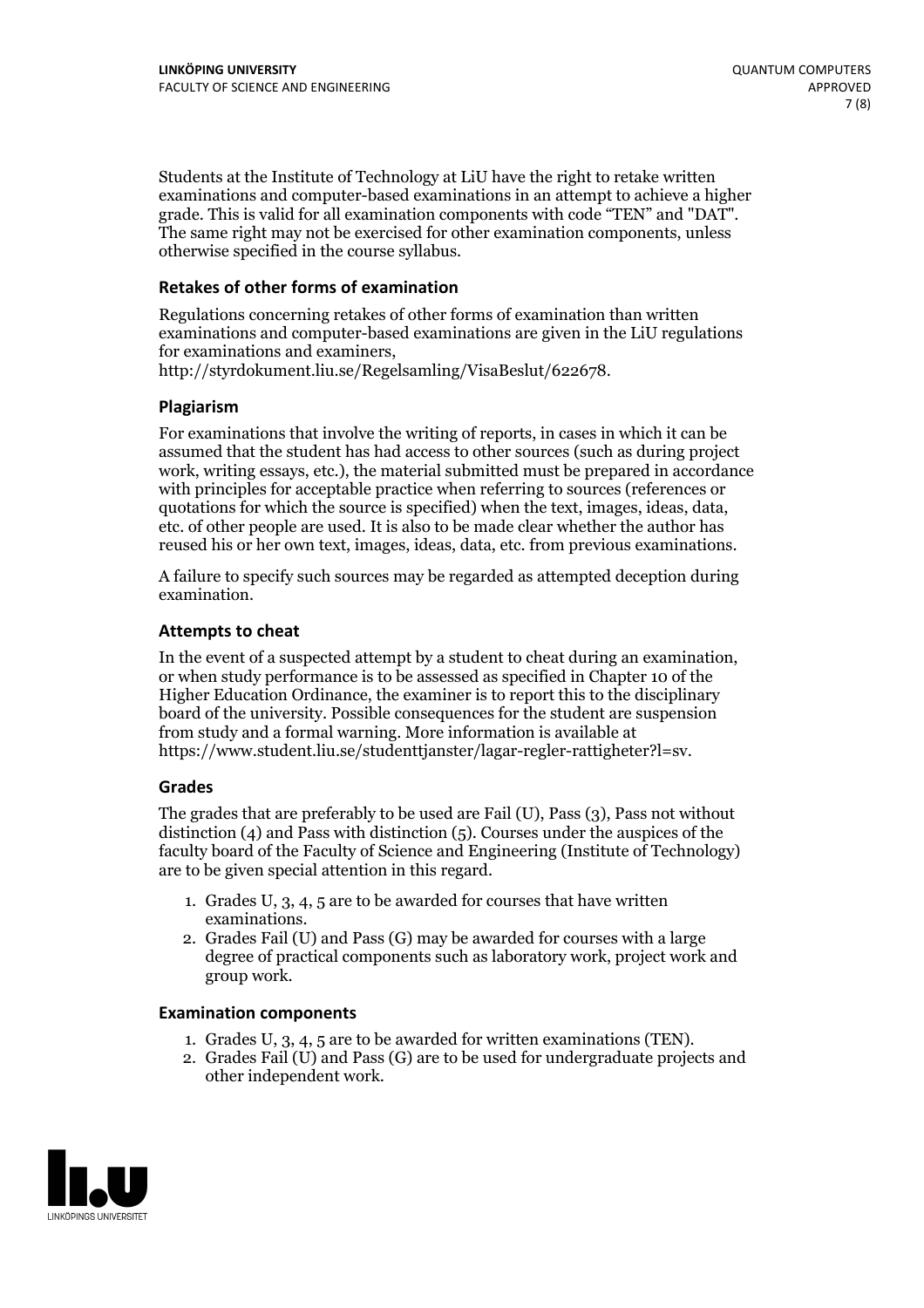Students at the Institute of Technology at LiU have the right to retake written examinations and computer-based examinations in an attempt to achieve a higher grade. This is valid for all examination components with code "TEN" and "DAT". The same right may not be exercised for other examination components, unless otherwise specified in the course syllabus.

### Retakes of other forms of examination

Regulations concerning retakes of other forms of examination than written examinations and computer-based examinations are given in the LiU regulations for examinations and examiners, http://styrdokument.liu.se/Regelsamling/VisaBeslut/622678.

### Plagiarism

For examinations that involve the writing of reports, in cases in which it can be assumed that the student has had access to other sources (such as during project work, writing essays, etc.), the material submitted must be prepared in accordance with principles for acceptable practice when referring to sources (references or quotations for which the source is specified) when the text, images, ideas, data, etc. of other people are used. It is also to be made clear whether the author has reused his or her own text, images, ideas, data, etc. from previous examinations.

A failure to specify such sources may be regarded as attempted deception during examination.

### Attempts to cheat

In the event of a suspected attempt by a student to cheat during an examination, or when study performance is to be assessed as specified in Chapter 10 of the Higher Education Ordinance, the examiner is to report this to the disciplinary board of the university. Possible consequences for the student are suspension from study and a formal warning. More information is available at https://www.student.liu.se/studenttjanster/lagar-regler-rattigheter?l=sv.

### Grades

The grades that are preferably to be used are Fail (U), Pass (3), Pass not without distinction (4) and Pass with distinction (5). Courses under the auspices of the faculty board of the Faculty of Science and Engineering (Institute of Technology) are to be given special attention in this regard.

1. Grades U, 3, 4, 5 are to be awarded for courses that have written examinations.
2. Grades Fail (U) and Pass (G) may be awarded for courses with a large degree of practical components such as laboratory work, project work and group work.

### Examination components

1. Grades U, 3, 4, 5 are to be awarded for written examinations (TEN).
2. Grades Fail (U) and Pass (G) are to be used for undergraduate projects and other independent work.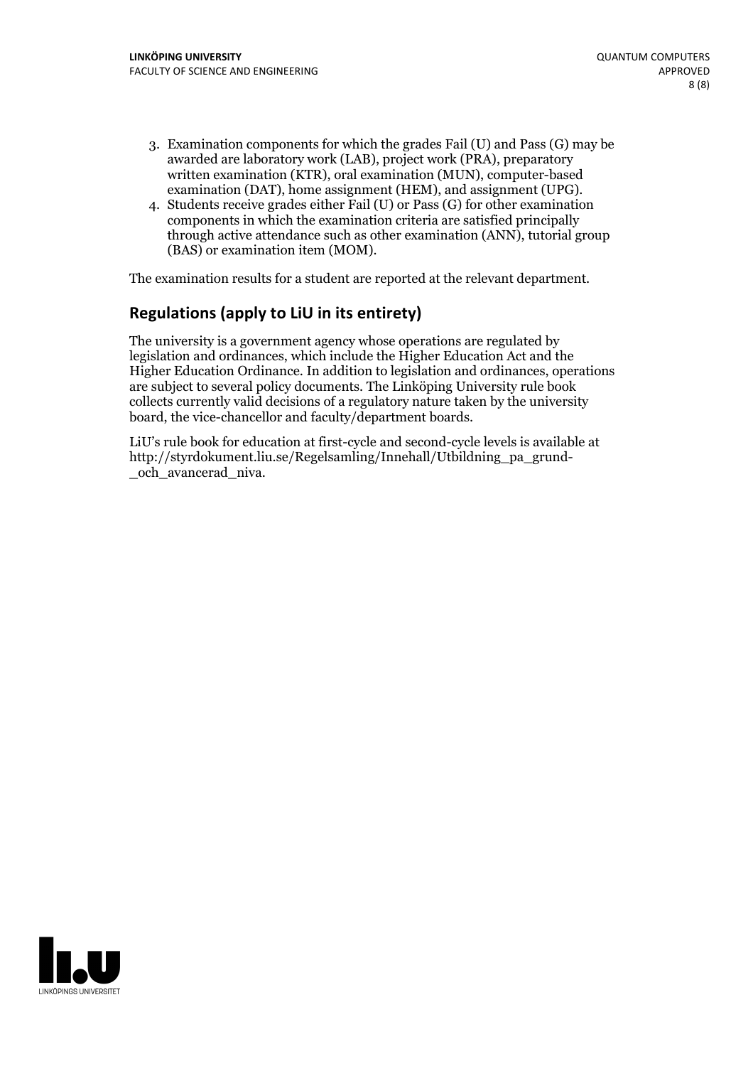3. Examination components for which the grades Fail (U) and Pass (G) may be awarded are laboratory work (LAB), project work (PRA), preparatory written examination (KTR), oral examination (MUN), computer-based examination (DAT), home assignment (HEM), and assignment (UPG).
4. Students receive grades either Fail (U) or Pass (G) for other examination components in which the examination criteria are satisfied principally through active attendance such as other examination (ANN), tutorial group (BAS) or examination item (MOM).

The examination results for a student are reported at the relevant department.

## Regulations (apply to LiU in its entirety)

The university is a government agency whose operations are regulated by legislation and ordinances, which include the Higher Education Act and the Higher Education Ordinance. In addition to legislation and ordinances, operations are subject to several policy documents. The Linköping University rule book collects currently valid decisions of a regulatory nature taken by the university board, the vice-chancellor and faculty/department boards.

LiU's rule book for education at first-cycle and second-cycle levels is available at http://styrdokument.liu.se/Regelsamling/Innehall/Utbildning_pa_grund-_och_avancerad_niva.